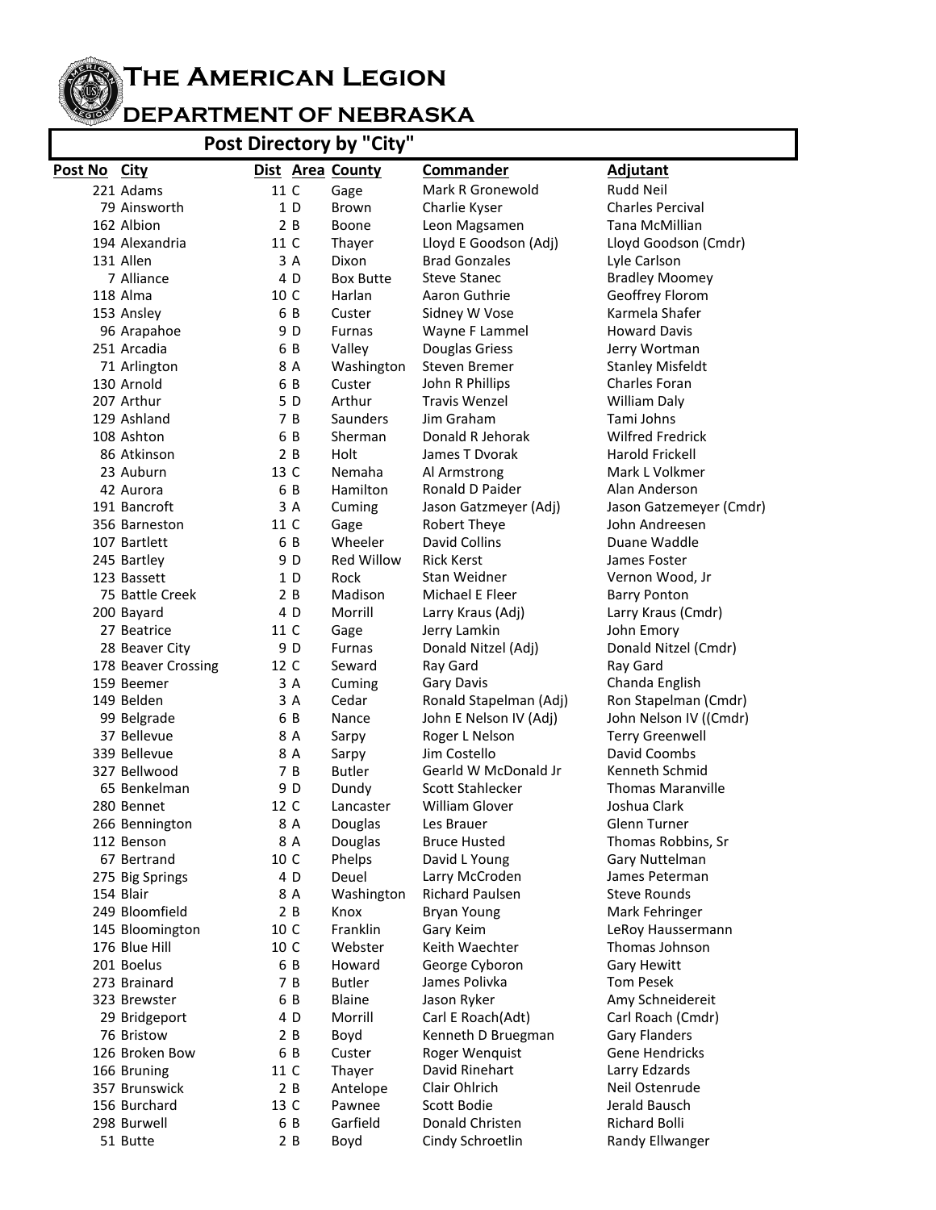# The American Legion

## DEPARTMENT OF NEBRASKA

### Post Directory by "City"

| Post No | City | Dist | Area | County | Commander | Adjutant |
|---|---|---|---|---|---|---|
| 221 | Adams | 11 | C | Gage | Mark R Gronewold | Rudd Neil |
| 79 | Ainsworth | 1 | D | Brown | Charlie Kyser | Charles Percival |
| 162 | Albion | 2 | B | Boone | Leon Magsamen | Tana McMillian |
| 194 | Alexandria | 11 | C | Thayer | Lloyd E Goodson (Adj) | Lloyd Goodson (Cmdr) |
| 131 | Allen | 3 | A | Dixon | Brad Gonzales | Lyle Carlson |
| 7 | Alliance | 4 | D | Box Butte | Steve Stanec | Bradley Moomey |
| 118 | Alma | 10 | C | Harlan | Aaron Guthrie | Geoffrey Florom |
| 153 | Ansley | 6 | B | Custer | Sidney W Vose | Karmela Shafer |
| 96 | Arapahoe | 9 | D | Furnas | Wayne F Lammel | Howard Davis |
| 251 | Arcadia | 6 | B | Valley | Douglas Griess | Jerry Wortman |
| 71 | Arlington | 8 | A | Washington | Steven Bremer | Stanley Misfeldt |
| 130 | Arnold | 6 | B | Custer | John R Phillips | Charles Foran |
| 207 | Arthur | 5 | D | Arthur | Travis Wenzel | William Daly |
| 129 | Ashland | 7 | B | Saunders | Jim Graham | Tami Johns |
| 108 | Ashton | 6 | B | Sherman | Donald R Jehorak | Wilfred Fredrick |
| 86 | Atkinson | 2 | B | Holt | James T Dvorak | Harold Frickell |
| 23 | Auburn | 13 | C | Nemaha | Al Armstrong | Mark L Volkmer |
| 42 | Aurora | 6 | B | Hamilton | Ronald D Paider | Alan Anderson |
| 191 | Bancroft | 3 | A | Cuming | Jason Gatzmeyer (Adj) | Jason Gatzemeyer (Cmdr) |
| 356 | Barneston | 11 | C | Gage | Robert Theye | John Andreesen |
| 107 | Bartlett | 6 | B | Wheeler | David Collins | Duane Waddle |
| 245 | Bartley | 9 | D | Red Willow | Rick Kerst | James Foster |
| 123 | Bassett | 1 | D | Rock | Stan Weidner | Vernon Wood, Jr |
| 75 | Battle Creek | 2 | B | Madison | Michael E Fleer | Barry Ponton |
| 200 | Bayard | 4 | D | Morrill | Larry Kraus (Adj) | Larry Kraus (Cmdr) |
| 27 | Beatrice | 11 | C | Gage | Jerry Lamkin | John Emory |
| 28 | Beaver City | 9 | D | Furnas | Donald Nitzel (Adj) | Donald Nitzel (Cmdr) |
| 178 | Beaver Crossing | 12 | C | Seward | Ray Gard | Ray Gard |
| 159 | Beemer | 3 | A | Cuming | Gary Davis | Chanda English |
| 149 | Belden | 3 | A | Cedar | Ronald Stapelman (Adj) | Ron Stapelman (Cmdr) |
| 99 | Belgrade | 6 | B | Nance | John E Nelson IV (Adj) | John Nelson IV ((Cmdr) |
| 37 | Bellevue | 8 | A | Sarpy | Roger L Nelson | Terry Greenwell |
| 339 | Bellevue | 8 | A | Sarpy | Jim Costello | David Coombs |
| 327 | Bellwood | 7 | B | Butler | Gearld W McDonald Jr | Kenneth Schmid |
| 65 | Benkelman | 9 | D | Dundy | Scott Stahlecker | Thomas Maranville |
| 280 | Bennet | 12 | C | Lancaster | William Glover | Joshua Clark |
| 266 | Bennington | 8 | A | Douglas | Les Brauer | Glenn Turner |
| 112 | Benson | 8 | A | Douglas | Bruce Husted | Thomas Robbins, Sr |
| 67 | Bertrand | 10 | C | Phelps | David L Young | Gary Nuttelman |
| 275 | Big Springs | 4 | D | Deuel | Larry McCroden | James Peterman |
| 154 | Blair | 8 | A | Washington | Richard Paulsen | Steve Rounds |
| 249 | Bloomfield | 2 | B | Knox | Bryan Young | Mark Fehringer |
| 145 | Bloomington | 10 | C | Franklin | Gary Keim | LeRoy Haussermann |
| 176 | Blue Hill | 10 | C | Webster | Keith Waechter | Thomas Johnson |
| 201 | Boelus | 6 | B | Howard | George Cyboron | Gary Hewitt |
| 273 | Brainard | 7 | B | Butler | James Polivka | Tom Pesek |
| 323 | Brewster | 6 | B | Blaine | Jason Ryker | Amy Schneidereit |
| 29 | Bridgeport | 4 | D | Morrill | Carl E Roach(Adt) | Carl Roach (Cmdr) |
| 76 | Bristow | 2 | B | Boyd | Kenneth D Bruegman | Gary Flanders |
| 126 | Broken Bow | 6 | B | Custer | Roger Wenquist | Gene Hendricks |
| 166 | Bruning | 11 | C | Thayer | David Rinehart | Larry Edzards |
| 357 | Brunswick | 2 | B | Antelope | Clair Ohlrich | Neil Ostenrude |
| 156 | Burchard | 13 | C | Pawnee | Scott Bodie | Jerald Bausch |
| 298 | Burwell | 6 | B | Garfield | Donald Christen | Richard Bolli |
| 51 | Butte | 2 | B | Boyd | Cindy Schroetlin | Randy Ellwanger |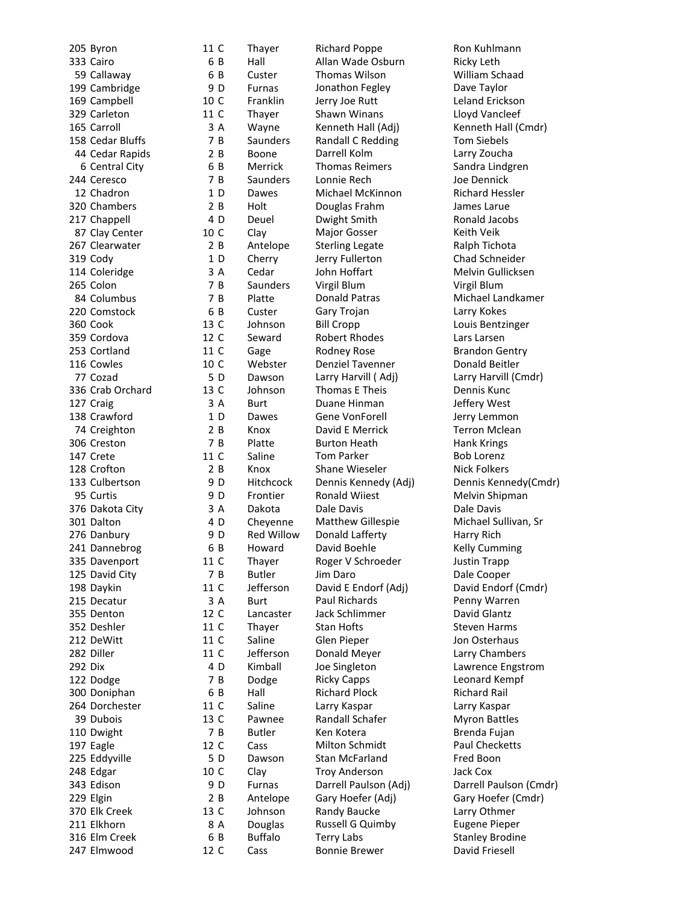| | | | | | |
|---|---|---|---|---|---|
| 205 | Byron | 11 C | Thayer | Richard Poppe | Ron Kuhlmann |
| 333 | Cairo | 6 B | Hall | Allan Wade Osburn | Ricky Leth |
| 59 | Callaway | 6 B | Custer | Thomas Wilson | William Schaad |
| 199 | Cambridge | 9 D | Furnas | Jonathon Fegley | Dave Taylor |
| 169 | Campbell | 10 C | Franklin | Jerry Joe Rutt | Leland Erickson |
| 329 | Carleton | 11 C | Thayer | Shawn Winans | Lloyd Vancleef |
| 165 | Carroll | 3 A | Wayne | Kenneth Hall (Adj) | Kenneth Hall (Cmdr) |
| 158 | Cedar Bluffs | 7 B | Saunders | Randall C Redding | Tom Siebels |
| 44 | Cedar Rapids | 2 B | Boone | Darrell Kolm | Larry Zoucha |
| 6 | Central City | 6 B | Merrick | Thomas Reimers | Sandra Lindgren |
| 244 | Ceresco | 7 B | Saunders | Lonnie Rech | Joe Dennick |
| 12 | Chadron | 1 D | Dawes | Michael McKinnon | Richard Hessler |
| 320 | Chambers | 2 B | Holt | Douglas Frahm | James Larue |
| 217 | Chappell | 4 D | Deuel | Dwight Smith | Ronald Jacobs |
| 87 | Clay Center | 10 C | Clay | Major Gosser | Keith Veik |
| 267 | Clearwater | 2 B | Antelope | Sterling Legate | Ralph Tichota |
| 319 | Cody | 1 D | Cherry | Jerry Fullerton | Chad Schneider |
| 114 | Coleridge | 3 A | Cedar | John Hoffart | Melvin Gullicksen |
| 265 | Colon | 7 B | Saunders | Virgil Blum | Virgil Blum |
| 84 | Columbus | 7 B | Platte | Donald Patras | Michael Landkamer |
| 220 | Comstock | 6 B | Custer | Gary Trojan | Larry Kokes |
| 360 | Cook | 13 C | Johnson | Bill Cropp | Louis Bentzinger |
| 359 | Cordova | 12 C | Seward | Robert Rhodes | Lars Larsen |
| 253 | Cortland | 11 C | Gage | Rodney Rose | Brandon Gentry |
| 116 | Cowles | 10 C | Webster | Denziel Tavenner | Donald Beitler |
| 77 | Cozad | 5 D | Dawson | Larry Harvill ( Adj) | Larry Harvill (Cmdr) |
| 336 | Crab Orchard | 13 C | Johnson | Thomas E Theis | Dennis Kunc |
| 127 | Craig | 3 A | Burt | Duane Hinman | Jeffery West |
| 138 | Crawford | 1 D | Dawes | Gene VonForell | Jerry Lemmon |
| 74 | Creighton | 2 B | Knox | David E Merrick | Terron Mclean |
| 306 | Creston | 7 B | Platte | Burton Heath | Hank Krings |
| 147 | Crete | 11 C | Saline | Tom Parker | Bob Lorenz |
| 128 | Crofton | 2 B | Knox | Shane Wieseler | Nick Folkers |
| 133 | Culbertson | 9 D | Hitchcock | Dennis Kennedy (Adj) | Dennis Kennedy(Cmdr) |
| 95 | Curtis | 9 D | Frontier | Ronald Wiiest | Melvin Shipman |
| 376 | Dakota City | 3 A | Dakota | Dale Davis | Dale Davis |
| 301 | Dalton | 4 D | Cheyenne | Matthew Gillespie | Michael Sullivan, Sr |
| 276 | Danbury | 9 D | Red Willow | Donald Lafferty | Harry Rich |
| 241 | Dannebrog | 6 B | Howard | David Boehle | Kelly Cumming |
| 335 | Davenport | 11 C | Thayer | Roger V Schroeder | Justin Trapp |
| 125 | David City | 7 B | Butler | Jim Daro | Dale Cooper |
| 198 | Daykin | 11 C | Jefferson | David E Endorf (Adj) | David Endorf (Cmdr) |
| 215 | Decatur | 3 A | Burt | Paul Richards | Penny Warren |
| 355 | Denton | 12 C | Lancaster | Jack Schlimmer | David Glantz |
| 352 | Deshler | 11 C | Thayer | Stan Hofts | Steven Harms |
| 212 | DeWitt | 11 C | Saline | Glen Pieper | Jon Osterhaus |
| 282 | Diller | 11 C | Jefferson | Donald Meyer | Larry Chambers |
| 292 | Dix | 4 D | Kimball | Joe Singleton | Lawrence Engstrom |
| 122 | Dodge | 7 B | Dodge | Ricky Capps | Leonard Kempf |
| 300 | Doniphan | 6 B | Hall | Richard Plock | Richard Rail |
| 264 | Dorchester | 11 C | Saline | Larry Kaspar | Larry Kaspar |
| 39 | Dubois | 13 C | Pawnee | Randall Schafer | Myron Battles |
| 110 | Dwight | 7 B | Butler | Ken Kotera | Brenda Fujan |
| 197 | Eagle | 12 C | Cass | Milton Schmidt | Paul Checketts |
| 225 | Eddyville | 5 D | Dawson | Stan McFarland | Fred Boon |
| 248 | Edgar | 10 C | Clay | Troy Anderson | Jack Cox |
| 343 | Edison | 9 D | Furnas | Darrell Paulson (Adj) | Darrell Paulson (Cmdr) |
| 229 | Elgin | 2 B | Antelope | Gary Hoefer (Adj) | Gary Hoefer (Cmdr) |
| 370 | Elk Creek | 13 C | Johnson | Randy Baucke | Larry Othmer |
| 211 | Elkhorn | 8 A | Douglas | Russell G Quimby | Eugene Pieper |
| 316 | Elm Creek | 6 B | Buffalo | Terry Labs | Stanley Brodine |
| 247 | Elmwood | 12 C | Cass | Bonnie Brewer | David Friesell |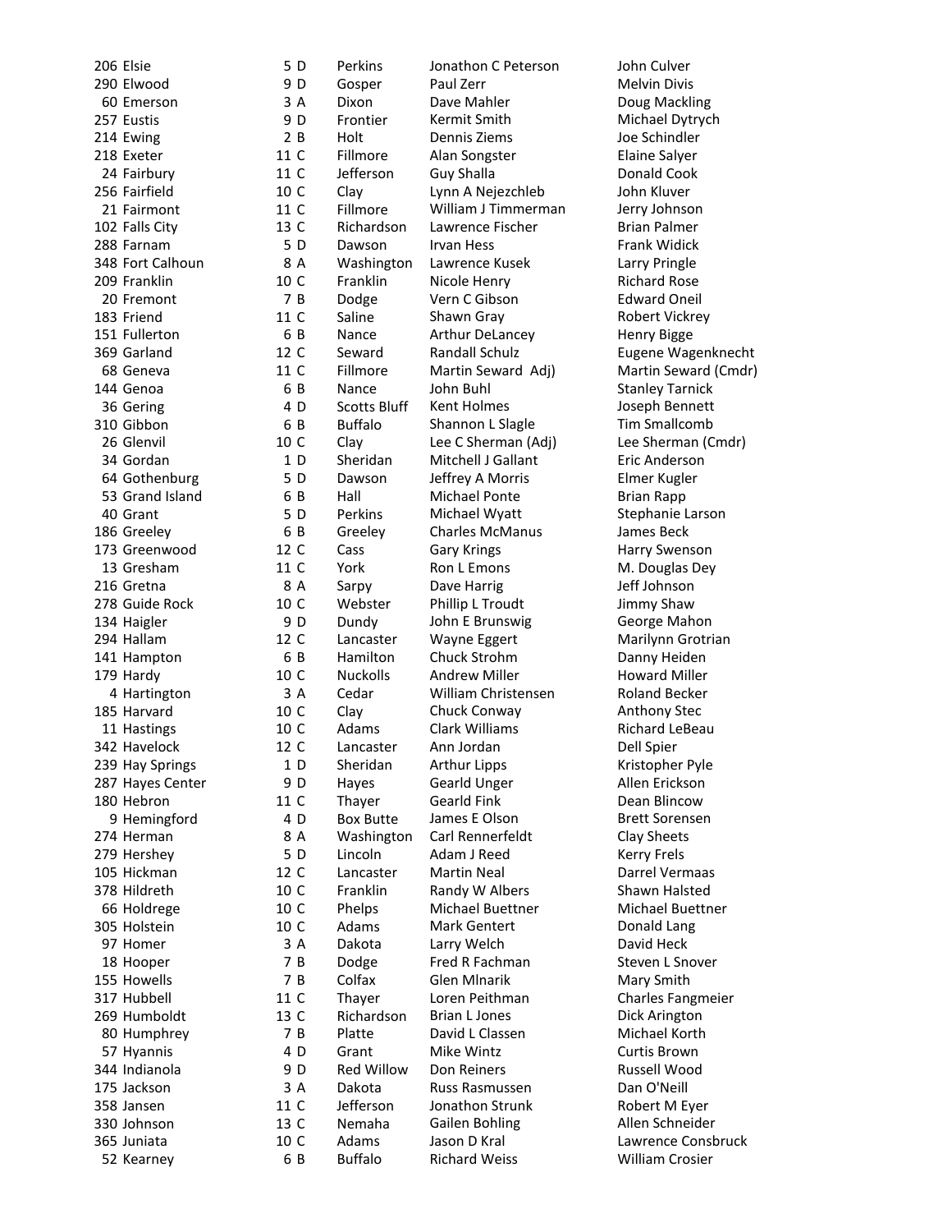| | | | | | | |
|---|---|---|---|---|---|---|
| 206 | Elsie | 5 | D | Perkins | Jonathon C Peterson | John Culver |
| 290 | Elwood | 9 | D | Gosper | Paul Zerr | Melvin Divis |
| 60 | Emerson | 3 | A | Dixon | Dave Mahler | Doug Mackling |
| 257 | Eustis | 9 | D | Frontier | Kermit Smith | Michael Dytrych |
| 214 | Ewing | 2 | B | Holt | Dennis Ziems | Joe Schindler |
| 218 | Exeter | 11 | C | Fillmore | Alan Songster | Elaine Salyer |
| 24 | Fairbury | 11 | C | Jefferson | Guy Shalla | Donald Cook |
| 256 | Fairfield | 10 | C | Clay | Lynn A Nejezchleb | John Kluver |
| 21 | Fairmont | 11 | C | Fillmore | William J Timmerman | Jerry Johnson |
| 102 | Falls City | 13 | C | Richardson | Lawrence Fischer | Brian Palmer |
| 288 | Farnam | 5 | D | Dawson | Irvan Hess | Frank Widick |
| 348 | Fort Calhoun | 8 | A | Washington | Lawrence Kusek | Larry Pringle |
| 209 | Franklin | 10 | C | Franklin | Nicole Henry | Richard Rose |
| 20 | Fremont | 7 | B | Dodge | Vern C Gibson | Edward Oneil |
| 183 | Friend | 11 | C | Saline | Shawn Gray | Robert Vickrey |
| 151 | Fullerton | 6 | B | Nance | Arthur DeLancey | Henry Bigge |
| 369 | Garland | 12 | C | Seward | Randall Schulz | Eugene Wagenknecht |
| 68 | Geneva | 11 | C | Fillmore | Martin Seward Adj) | Martin Seward (Cmdr) |
| 144 | Genoa | 6 | B | Nance | John Buhl | Stanley Tarnick |
| 36 | Gering | 4 | D | Scotts Bluff | Kent Holmes | Joseph Bennett |
| 310 | Gibbon | 6 | B | Buffalo | Shannon L Slagle | Tim Smallcomb |
| 26 | Glenvil | 10 | C | Clay | Lee C Sherman (Adj) | Lee Sherman (Cmdr) |
| 34 | Gordan | 1 | D | Sheridan | Mitchell J Gallant | Eric Anderson |
| 64 | Gothenburg | 5 | D | Dawson | Jeffrey A Morris | Elmer Kugler |
| 53 | Grand Island | 6 | B | Hall | Michael Ponte | Brian Rapp |
| 40 | Grant | 5 | D | Perkins | Michael Wyatt | Stephanie Larson |
| 186 | Greeley | 6 | B | Greeley | Charles McManus | James Beck |
| 173 | Greenwood | 12 | C | Cass | Gary Krings | Harry Swenson |
| 13 | Gresham | 11 | C | York | Ron L Emons | M. Douglas Dey |
| 216 | Gretna | 8 | A | Sarpy | Dave Harrig | Jeff Johnson |
| 278 | Guide Rock | 10 | C | Webster | Phillip L Troudt | Jimmy Shaw |
| 134 | Haigler | 9 | D | Dundy | John E Brunswig | George Mahon |
| 294 | Hallam | 12 | C | Lancaster | Wayne Eggert | Marilynn Grotrian |
| 141 | Hampton | 6 | B | Hamilton | Chuck Strohm | Danny Heiden |
| 179 | Hardy | 10 | C | Nuckolls | Andrew Miller | Howard Miller |
| 4 | Hartington | 3 | A | Cedar | William Christensen | Roland Becker |
| 185 | Harvard | 10 | C | Clay | Chuck Conway | Anthony Stec |
| 11 | Hastings | 10 | C | Adams | Clark Williams | Richard LeBeau |
| 342 | Havelock | 12 | C | Lancaster | Ann Jordan | Dell Spier |
| 239 | Hay Springs | 1 | D | Sheridan | Arthur Lipps | Kristopher Pyle |
| 287 | Hayes Center | 9 | D | Hayes | Gearld Unger | Allen Erickson |
| 180 | Hebron | 11 | C | Thayer | Gearld Fink | Dean Blincow |
| 9 | Hemingford | 4 | D | Box Butte | James E Olson | Brett Sorensen |
| 274 | Herman | 8 | A | Washington | Carl Rennerfeldt | Clay Sheets |
| 279 | Hershey | 5 | D | Lincoln | Adam J Reed | Kerry Frels |
| 105 | Hickman | 12 | C | Lancaster | Martin Neal | Darrel Vermaas |
| 378 | Hildreth | 10 | C | Franklin | Randy W Albers | Shawn Halsted |
| 66 | Holdrege | 10 | C | Phelps | Michael Buettner | Michael Buettner |
| 305 | Holstein | 10 | C | Adams | Mark Gentert | Donald Lang |
| 97 | Homer | 3 | A | Dakota | Larry Welch | David Heck |
| 18 | Hooper | 7 | B | Dodge | Fred R Fachman | Steven L Snover |
| 155 | Howells | 7 | B | Colfax | Glen Mlnarik | Mary Smith |
| 317 | Hubbell | 11 | C | Thayer | Loren Peithman | Charles Fangmeier |
| 269 | Humboldt | 13 | C | Richardson | Brian L Jones | Dick Arington |
| 80 | Humphrey | 7 | B | Platte | David L Classen | Michael Korth |
| 57 | Hyannis | 4 | D | Grant | Mike Wintz | Curtis Brown |
| 344 | Indianola | 9 | D | Red Willow | Don Reiners | Russell Wood |
| 175 | Jackson | 3 | A | Dakota | Russ Rasmussen | Dan O'Neill |
| 358 | Jansen | 11 | C | Jefferson | Jonathon Strunk | Robert M Eyer |
| 330 | Johnson | 13 | C | Nemaha | Gailen Bohling | Allen Schneider |
| 365 | Juniata | 10 | C | Adams | Jason D Kral | Lawrence Consbruck |
| 52 | Kearney | 6 | B | Buffalo | Richard Weiss | William Crosier |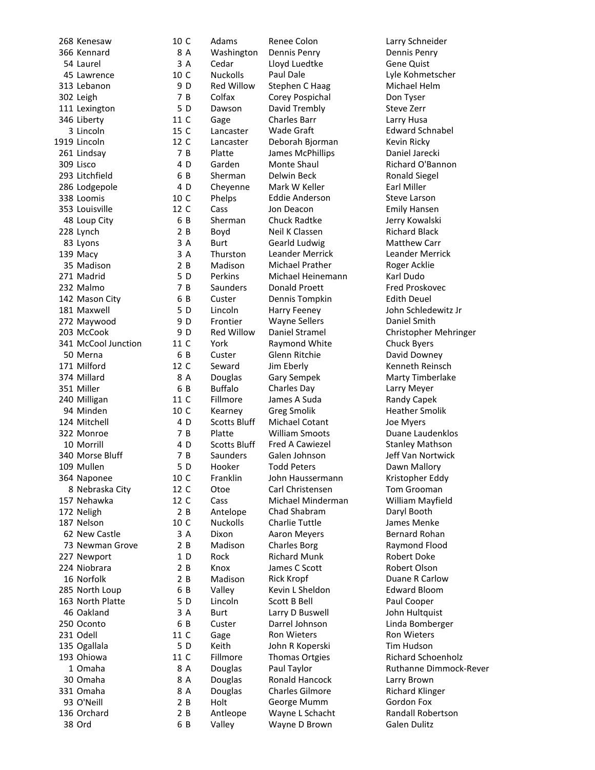| | | | | | | |
|---|---|---|---|---|---|---|
| 268 | Kenesaw | 10 | C | Adams | Renee Colon | Larry Schneider |
| 366 | Kennard | 8 | A | Washington | Dennis Penry | Dennis Penry |
| 54 | Laurel | 3 | A | Cedar | Lloyd Luedtke | Gene Quist |
| 45 | Lawrence | 10 | C | Nuckolls | Paul Dale | Lyle Kohmetscher |
| 313 | Lebanon | 9 | D | Red Willow | Stephen C Haag | Michael Helm |
| 302 | Leigh | 7 | B | Colfax | Corey Pospichal | Don Tyser |
| 111 | Lexington | 5 | D | Dawson | David Trembly | Steve Zerr |
| 346 | Liberty | 11 | C | Gage | Charles Barr | Larry Husa |
| 3 | Lincoln | 15 | C | Lancaster | Wade Graft | Edward Schnabel |
| 1919 | Lincoln | 12 | C | Lancaster | Deborah Bjorman | Kevin Ricky |
| 261 | Lindsay | 7 | B | Platte | James McPhillips | Daniel Jarecki |
| 309 | Lisco | 4 | D | Garden | Monte Shaul | Richard O'Bannon |
| 293 | Litchfield | 6 | B | Sherman | Delwin Beck | Ronald Siegel |
| 286 | Lodgepole | 4 | D | Cheyenne | Mark W Keller | Earl Miller |
| 338 | Loomis | 10 | C | Phelps | Eddie Anderson | Steve Larson |
| 353 | Louisville | 12 | C | Cass | Jon Deacon | Emily Hansen |
| 48 | Loup City | 6 | B | Sherman | Chuck Radtke | Jerry Kowalski |
| 228 | Lynch | 2 | B | Boyd | Neil K Classen | Richard Black |
| 83 | Lyons | 3 | A | Burt | Gearld Ludwig | Matthew Carr |
| 139 | Macy | 3 | A | Thurston | Leander Merrick | Leander Merrick |
| 35 | Madison | 2 | B | Madison | Michael Prather | Roger Acklie |
| 271 | Madrid | 5 | D | Perkins | Michael Heinemann | Karl Dudo |
| 232 | Malmo | 7 | B | Saunders | Donald Proett | Fred Proskovec |
| 142 | Mason City | 6 | B | Custer | Dennis Tompkin | Edith Deuel |
| 181 | Maxwell | 5 | D | Lincoln | Harry Feeney | John Schledewitz Jr |
| 272 | Maywood | 9 | D | Frontier | Wayne Sellers | Daniel Smith |
| 203 | McCook | 9 | D | Red Willow | Daniel Stramel | Christopher Mehringer |
| 341 | McCool Junction | 11 | C | York | Raymond White | Chuck Byers |
| 50 | Merna | 6 | B | Custer | Glenn Ritchie | David Downey |
| 171 | Milford | 12 | C | Seward | Jim Eberly | Kenneth Reinsch |
| 374 | Millard | 8 | A | Douglas | Gary Sempek | Marty Timberlake |
| 351 | Miller | 6 | B | Buffalo | Charles Day | Larry Meyer |
| 240 | Milligan | 11 | C | Fillmore | James A Suda | Randy Capek |
| 94 | Minden | 10 | C | Kearney | Greg Smolik | Heather Smolik |
| 124 | Mitchell | 4 | D | Scotts Bluff | Michael Cotant | Joe Myers |
| 322 | Monroe | 7 | B | Platte | William Smoots | Duane Laudenklos |
| 10 | Morrill | 4 | D | Scotts Bluff | Fred A Cawiezel | Stanley Mathson |
| 340 | Morse Bluff | 7 | B | Saunders | Galen Johnson | Jeff Van Nortwick |
| 109 | Mullen | 5 | D | Hooker | Todd Peters | Dawn Mallory |
| 364 | Naponee | 10 | C | Franklin | John Haussermann | Kristopher Eddy |
| 8 | Nebraska City | 12 | C | Otoe | Carl Christensen | Tom Grooman |
| 157 | Nehawka | 12 | C | Cass | Michael Minderman | William Mayfield |
| 172 | Neligh | 2 | B | Antelope | Chad Shabram | Daryl Booth |
| 187 | Nelson | 10 | C | Nuckolls | Charlie Tuttle | James Menke |
| 62 | New Castle | 3 | A | Dixon | Aaron Meyers | Bernard Rohan |
| 73 | Newman Grove | 2 | B | Madison | Charles Borg | Raymond Flood |
| 227 | Newport | 1 | D | Rock | Richard Munk | Robert Doke |
| 224 | Niobrara | 2 | B | Knox | James C Scott | Robert Olson |
| 16 | Norfolk | 2 | B | Madison | Rick Kropf | Duane R Carlow |
| 285 | North Loup | 6 | B | Valley | Kevin L Sheldon | Edward Bloom |
| 163 | North Platte | 5 | D | Lincoln | Scott B Bell | Paul Cooper |
| 46 | Oakland | 3 | A | Burt | Larry D Buswell | John Hultquist |
| 250 | Oconto | 6 | B | Custer | Darrel Johnson | Linda Bomberger |
| 231 | Odell | 11 | C | Gage | Ron Wieters | Ron Wieters |
| 135 | Ogallala | 5 | D | Keith | John R Koperski | Tim Hudson |
| 193 | Ohiowa | 11 | C | Fillmore | Thomas Ortgies | Richard Schoenholz |
| 1 | Omaha | 8 | A | Douglas | Paul Taylor | Ruthanne Dimmock-Rever |
| 30 | Omaha | 8 | A | Douglas | Ronald Hancock | Larry Brown |
| 331 | Omaha | 8 | A | Douglas | Charles Gilmore | Richard Klinger |
| 93 | O'Neill | 2 | B | Holt | George Mumm | Gordon Fox |
| 136 | Orchard | 2 | B | Antleope | Wayne L Schacht | Randall Robertson |
| 38 | Ord | 6 | B | Valley | Wayne D Brown | Galen Dulitz |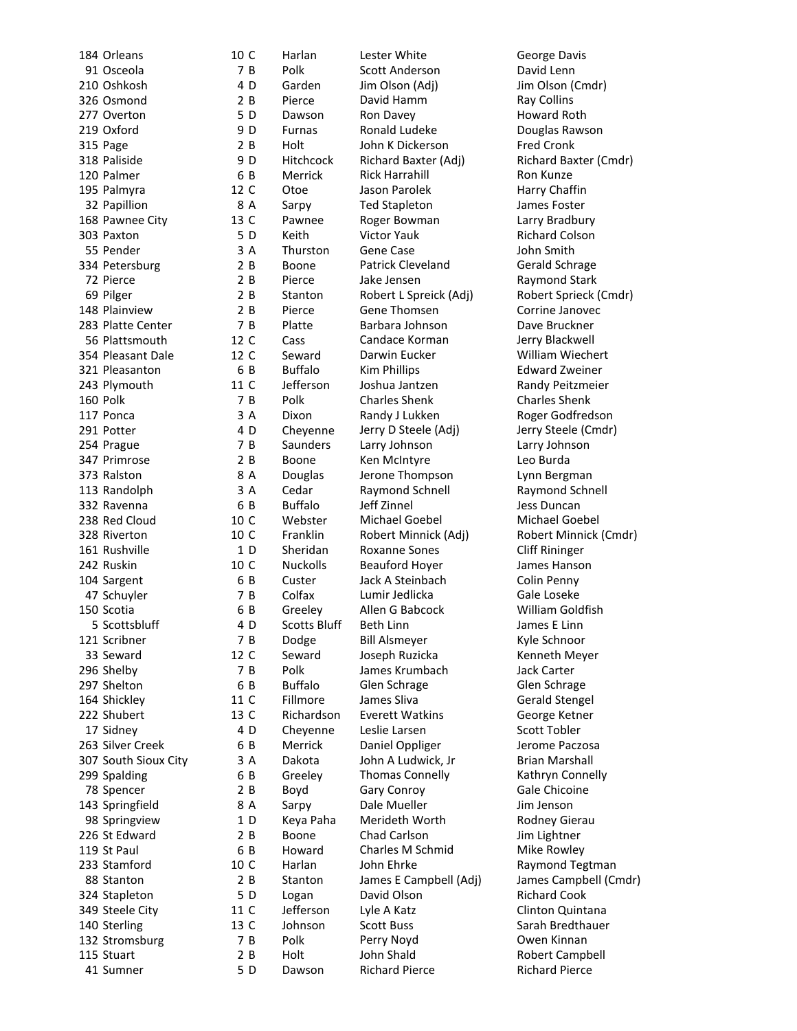| | | | | | |
|---|---|---|---|---|---|
| 184 | Orleans | 10 C | Harlan | Lester White | George Davis |
| 91 | Osceola | 7 B | Polk | Scott Anderson | David Lenn |
| 210 | Oshkosh | 4 D | Garden | Jim Olson (Adj) | Jim Olson (Cmdr) |
| 326 | Osmond | 2 B | Pierce | David Hamm | Ray Collins |
| 277 | Overton | 5 D | Dawson | Ron Davey | Howard Roth |
| 219 | Oxford | 9 D | Furnas | Ronald Ludeke | Douglas Rawson |
| 315 | Page | 2 B | Holt | John K Dickerson | Fred Cronk |
| 318 | Paliside | 9 D | Hitchcock | Richard Baxter (Adj) | Richard Baxter (Cmdr) |
| 120 | Palmer | 6 B | Merrick | Rick Harrahill | Ron Kunze |
| 195 | Palmyra | 12 C | Otoe | Jason Parolek | Harry Chaffin |
| 32 | Papillion | 8 A | Sarpy | Ted Stapleton | James Foster |
| 168 | Pawnee City | 13 C | Pawnee | Roger Bowman | Larry Bradbury |
| 303 | Paxton | 5 D | Keith | Victor Yauk | Richard Colson |
| 55 | Pender | 3 A | Thurston | Gene Case | John Smith |
| 334 | Petersburg | 2 B | Boone | Patrick Cleveland | Gerald Schrage |
| 72 | Pierce | 2 B | Pierce | Jake Jensen | Raymond Stark |
| 69 | Pilger | 2 B | Stanton | Robert L Spreick (Adj) | Robert Sprieck (Cmdr) |
| 148 | Plainview | 2 B | Pierce | Gene Thomsen | Corrine Janovec |
| 283 | Platte Center | 7 B | Platte | Barbara Johnson | Dave Bruckner |
| 56 | Plattsmouth | 12 C | Cass | Candace Korman | Jerry Blackwell |
| 354 | Pleasant Dale | 12 C | Seward | Darwin Eucker | William Wiechert |
| 321 | Pleasanton | 6 B | Buffalo | Kim Phillips | Edward Zweiner |
| 243 | Plymouth | 11 C | Jefferson | Joshua Jantzen | Randy Peitzmeier |
| 160 | Polk | 7 B | Polk | Charles Shenk | Charles Shenk |
| 117 | Ponca | 3 A | Dixon | Randy J Lukken | Roger Godfredson |
| 291 | Potter | 4 D | Cheyenne | Jerry D Steele (Adj) | Jerry Steele (Cmdr) |
| 254 | Prague | 7 B | Saunders | Larry Johnson | Larry Johnson |
| 347 | Primrose | 2 B | Boone | Ken McIntyre | Leo Burda |
| 373 | Ralston | 8 A | Douglas | Jerone Thompson | Lynn Bergman |
| 113 | Randolph | 3 A | Cedar | Raymond Schnell | Raymond Schnell |
| 332 | Ravenna | 6 B | Buffalo | Jeff Zinnel | Jess Duncan |
| 238 | Red Cloud | 10 C | Webster | Michael Goebel | Michael Goebel |
| 328 | Riverton | 10 C | Franklin | Robert Minnick (Adj) | Robert Minnick (Cmdr) |
| 161 | Rushville | 1 D | Sheridan | Roxanne Sones | Cliff Rininger |
| 242 | Ruskin | 10 C | Nuckolls | Beauford Hoyer | James Hanson |
| 104 | Sargent | 6 B | Custer | Jack A Steinbach | Colin Penny |
| 47 | Schuyler | 7 B | Colfax | Lumir Jedlicka | Gale Loseke |
| 150 | Scotia | 6 B | Greeley | Allen G Babcock | William Goldfish |
| 5 | Scottsbluff | 4 D | Scotts Bluff | Beth Linn | James E Linn |
| 121 | Scribner | 7 B | Dodge | Bill Alsmeyer | Kyle Schnoor |
| 33 | Seward | 12 C | Seward | Joseph Ruzicka | Kenneth Meyer |
| 296 | Shelby | 7 B | Polk | James Krumbach | Jack Carter |
| 297 | Shelton | 6 B | Buffalo | Glen Schrage | Glen Schrage |
| 164 | Shickley | 11 C | Fillmore | James Sliva | Gerald Stengel |
| 222 | Shubert | 13 C | Richardson | Everett Watkins | George Ketner |
| 17 | Sidney | 4 D | Cheyenne | Leslie Larsen | Scott Tobler |
| 263 | Silver Creek | 6 B | Merrick | Daniel Oppliger | Jerome Paczosa |
| 307 | South Sioux City | 3 A | Dakota | John A Ludwick, Jr | Brian Marshall |
| 299 | Spalding | 6 B | Greeley | Thomas Connelly | Kathryn Connelly |
| 78 | Spencer | 2 B | Boyd | Gary Conroy | Gale Chicoine |
| 143 | Springfield | 8 A | Sarpy | Dale Mueller | Jim Jenson |
| 98 | Springview | 1 D | Keya Paha | Merideth Worth | Rodney Gierau |
| 226 | St Edward | 2 B | Boone | Chad Carlson | Jim Lightner |
| 119 | St Paul | 6 B | Howard | Charles M Schmid | Mike Rowley |
| 233 | Stamford | 10 C | Harlan | John Ehrke | Raymond Tegtman |
| 88 | Stanton | 2 B | Stanton | James E Campbell (Adj) | James Campbell (Cmdr) |
| 324 | Stapleton | 5 D | Logan | David Olson | Richard Cook |
| 349 | Steele City | 11 C | Jefferson | Lyle A Katz | Clinton Quintana |
| 140 | Sterling | 13 C | Johnson | Scott Buss | Sarah Bredthauer |
| 132 | Stromsburg | 7 B | Polk | Perry Noyd | Owen Kinnan |
| 115 | Stuart | 2 B | Holt | John Shald | Robert Campbell |
| 41 | Sumner | 5 D | Dawson | Richard Pierce | Richard Pierce |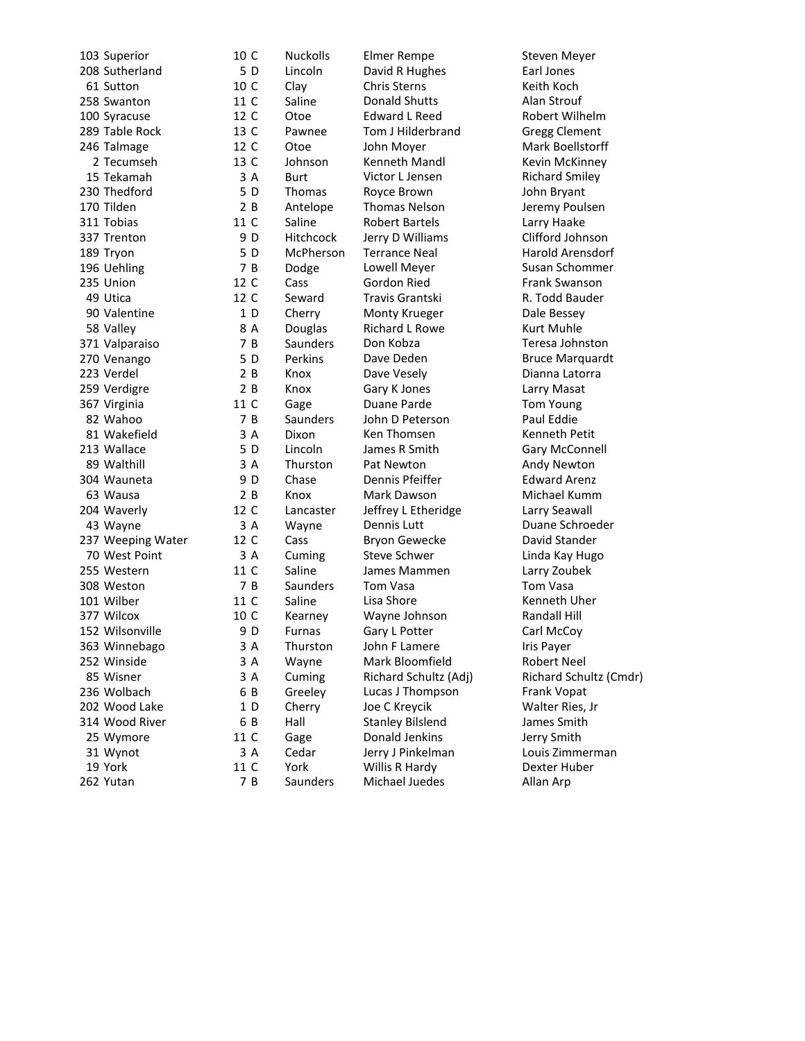| | | | | | | |
|---|---|---|---|---|---|---|
| 103 | Superior | 10 | C | Nuckolls | Elmer Rempe | Steven Meyer |
| 208 | Sutherland | 5 | D | Lincoln | David R Hughes | Earl Jones |
| 61 | Sutton | 10 | C | Clay | Chris Sterns | Keith Koch |
| 258 | Swanton | 11 | C | Saline | Donald Shutts | Alan Strouf |
| 100 | Syracuse | 12 | C | Otoe | Edward L Reed | Robert Wilhelm |
| 289 | Table Rock | 13 | C | Pawnee | Tom J Hilderbrand | Gregg Clement |
| 246 | Talmage | 12 | C | Otoe | John Moyer | Mark Boellstorff |
| 2 | Tecumseh | 13 | C | Johnson | Kenneth Mandl | Kevin McKinney |
| 15 | Tekamah | 3 | A | Burt | Victor L Jensen | Richard Smiley |
| 230 | Thedford | 5 | D | Thomas | Royce Brown | John Bryant |
| 170 | Tilden | 2 | B | Antelope | Thomas Nelson | Jeremy Poulsen |
| 311 | Tobias | 11 | C | Saline | Robert Bartels | Larry Haake |
| 337 | Trenton | 9 | D | Hitchcock | Jerry D Williams | Clifford Johnson |
| 189 | Tryon | 5 | D | McPherson | Terrance Neal | Harold Arensdorf |
| 196 | Uehling | 7 | B | Dodge | Lowell Meyer | Susan Schommer |
| 235 | Union | 12 | C | Cass | Gordon Ried | Frank Swanson |
| 49 | Utica | 12 | C | Seward | Travis Grantski | R. Todd Bauder |
| 90 | Valentine | 1 | D | Cherry | Monty Krueger | Dale Bessey |
| 58 | Valley | 8 | A | Douglas | Richard L Rowe | Kurt Muhle |
| 371 | Valparaiso | 7 | B | Saunders | Don Kobza | Teresa Johnston |
| 270 | Venango | 5 | D | Perkins | Dave Deden | Bruce Marquardt |
| 223 | Verdel | 2 | B | Knox | Dave Vesely | Dianna Latorra |
| 259 | Verdigre | 2 | B | Knox | Gary K Jones | Larry Masat |
| 367 | Virginia | 11 | C | Gage | Duane Parde | Tom Young |
| 82 | Wahoo | 7 | B | Saunders | John D Peterson | Paul Eddie |
| 81 | Wakefield | 3 | A | Dixon | Ken Thomsen | Kenneth Petit |
| 213 | Wallace | 5 | D | Lincoln | James R Smith | Gary McConnell |
| 89 | Walthill | 3 | A | Thurston | Pat Newton | Andy Newton |
| 304 | Wauneta | 9 | D | Chase | Dennis Pfeiffer | Edward Arenz |
| 63 | Wausa | 2 | B | Knox | Mark Dawson | Michael Kumm |
| 204 | Waverly | 12 | C | Lancaster | Jeffrey L Etheridge | Larry Seawall |
| 43 | Wayne | 3 | A | Wayne | Dennis Lutt | Duane Schroeder |
| 237 | Weeping Water | 12 | C | Cass | Bryon Gewecke | David Stander |
| 70 | West Point | 3 | A | Cuming | Steve Schwer | Linda Kay Hugo |
| 255 | Western | 11 | C | Saline | James Mammen | Larry Zoubek |
| 308 | Weston | 7 | B | Saunders | Tom Vasa | Tom Vasa |
| 101 | Wilber | 11 | C | Saline | Lisa Shore | Kenneth Uher |
| 377 | Wilcox | 10 | C | Kearney | Wayne Johnson | Randall Hill |
| 152 | Wilsonville | 9 | D | Furnas | Gary L Potter | Carl McCoy |
| 363 | Winnebago | 3 | A | Thurston | John F Lamere | Iris Payer |
| 252 | Winside | 3 | A | Wayne | Mark Bloomfield | Robert Neel |
| 85 | Wisner | 3 | A | Cuming | Richard Schultz (Adj) | Richard Schultz (Cmdr) |
| 236 | Wolbach | 6 | B | Greeley | Lucas J Thompson | Frank Vopat |
| 202 | Wood Lake | 1 | D | Cherry | Joe C Kreycik | Walter Ries, Jr |
| 314 | Wood River | 6 | B | Hall | Stanley Bilslend | James Smith |
| 25 | Wymore | 11 | C | Gage | Donald Jenkins | Jerry Smith |
| 31 | Wynot | 3 | A | Cedar | Jerry J Pinkelman | Louis Zimmerman |
| 19 | York | 11 | C | York | Willis R Hardy | Dexter Huber |
| 262 | Yutan | 7 | B | Saunders | Michael Juedes | Allan Arp |